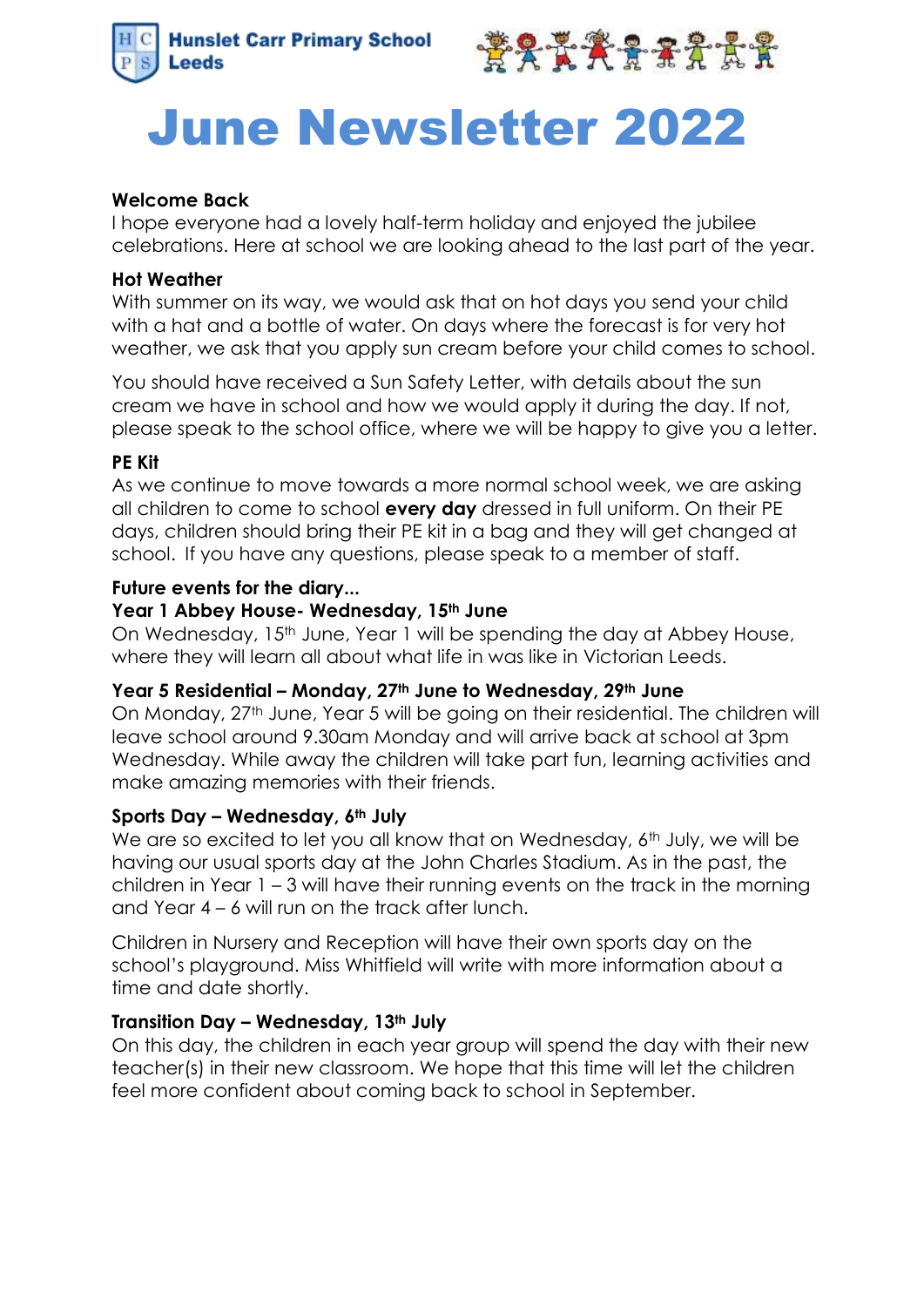Hunslet Carr Primary School
Leeds

# June Newsletter 2022

**Welcome Back**

I hope everyone had a lovely half-term holiday and enjoyed the jubilee celebrations. Here at school we are looking ahead to the last part of the year.

**Hot Weather**

With summer on its way, we would ask that on hot days you send your child with a hat and a bottle of water. On days where the forecast is for very hot weather, we ask that you apply sun cream before your child comes to school.

You should have received a Sun Safety Letter, with details about the sun cream we have in school and how we would apply it during the day. If not, please speak to the school office, where we will be happy to give you a letter.

**PE Kit**

As we continue to move towards a more normal school week, we are asking all children to come to school **every day** dressed in full uniform. On their PE days, children should bring their PE kit in a bag and they will get changed at school. If you have any questions, please speak to a member of staff.

**Future events for the diary...**

**Year 1 Abbey House- Wednesday, 15th June**

On Wednesday, 15th June, Year 1 will be spending the day at Abbey House, where they will learn all about what life in was like in Victorian Leeds.

**Year 5 Residential – Monday, 27th June to Wednesday, 29th June**

On Monday, 27th June, Year 5 will be going on their residential. The children will leave school around 9.30am Monday and will arrive back at school at 3pm Wednesday. While away the children will take part fun, learning activities and make amazing memories with their friends.

**Sports Day – Wednesday, 6th July**

We are so excited to let you all know that on Wednesday, 6th July, we will be having our usual sports day at the John Charles Stadium. As in the past, the children in Year 1 – 3 will have their running events on the track in the morning and Year 4 – 6 will run on the track after lunch.

Children in Nursery and Reception will have their own sports day on the school's playground. Miss Whitfield will write with more information about a time and date shortly.

**Transition Day – Wednesday, 13th July**

On this day, the children in each year group will spend the day with their new teacher(s) in their new classroom. We hope that this time will let the children feel more confident about coming back to school in September.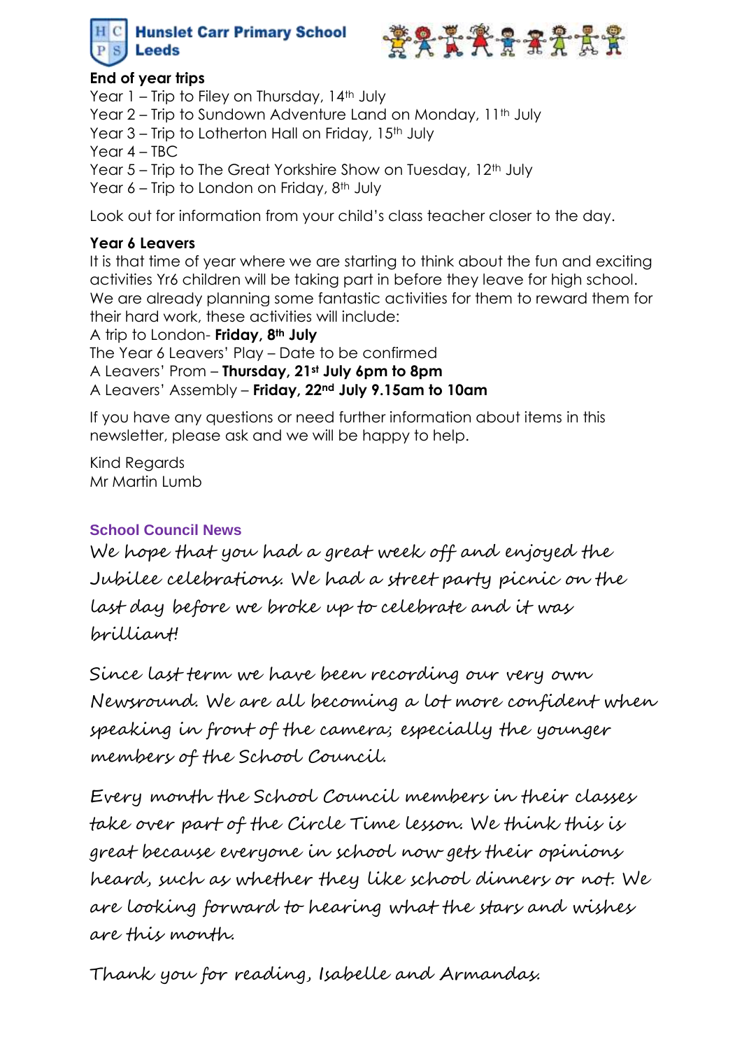## End of year trips

Year 1 – Trip to Filey on Thursday, 14th July
Year 2 – Trip to Sundown Adventure Land on Monday, 11th July
Year 3 – Trip to Lotherton Hall on Friday, 15th July
Year 4 – TBC
Year 5 – Trip to The Great Yorkshire Show on Tuesday, 12th July
Year 6 – Trip to London on Friday, 8th July

Look out for information from your child's class teacher closer to the day.

## Year 6 Leavers

It is that time of year where we are starting to think about the fun and exciting activities Yr6 children will be taking part in before they leave for high school. We are already planning some fantastic activities for them to reward them for their hard work, these activities will include:
A trip to London- **Friday, 8th July**
The Year 6 Leavers' Play – Date to be confirmed
A Leavers' Prom – **Thursday, 21st July 6pm to 8pm**
A Leavers' Assembly – **Friday, 22nd July 9.15am to 10am**

If you have any questions or need further information about items in this newsletter, please ask and we will be happy to help.

Kind Regards
Mr Martin Lumb

## School Council News

We hope that you had a great week off and enjoyed the Jubilee celebrations. We had a street party picnic on the last day before we broke up to celebrate and it was brilliant!

Since last term we have been recording our very own Newsround. We are all becoming a lot more confident when speaking in front of the camera; especially the younger members of the School Council.

Every month the School Council members in their classes take over part of the Circle Time lesson. We think this is great because everyone in school now gets their opinions heard, such as whether they like school dinners or not. We are looking forward to hearing what the stars and wishes are this month.

Thank you for reading, Isabelle and Armandas.